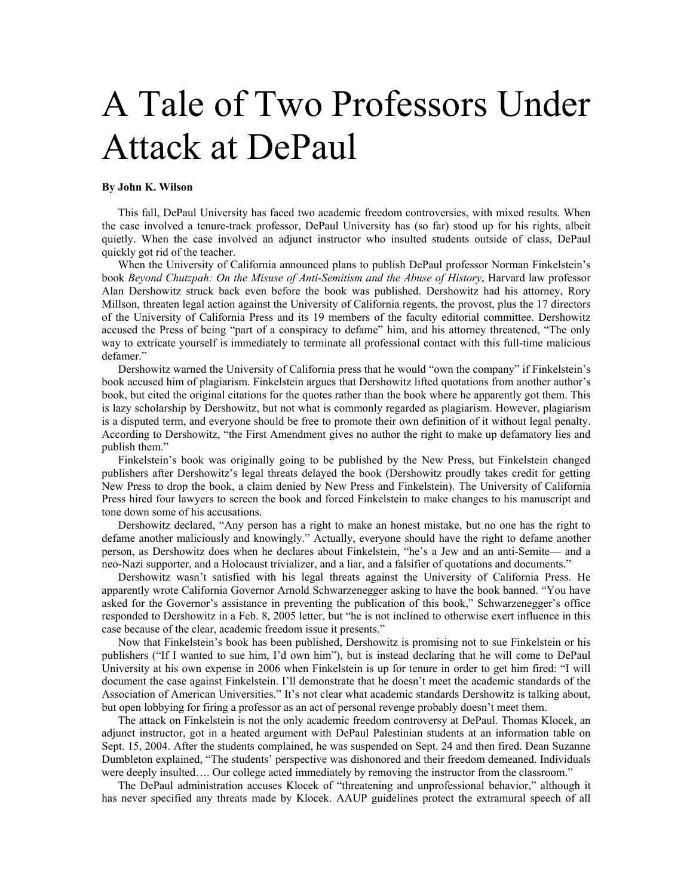# A Tale of Two Professors Under Attack at DePaul

**By John K. Wilson**

This fall, DePaul University has faced two academic freedom controversies, with mixed results. When the case involved a tenure-track professor, DePaul University has (so far) stood up for his rights, albeit quietly. When the case involved an adjunct instructor who insulted students outside of class, DePaul quickly got rid of the teacher.

When the University of California announced plans to publish DePaul professor Norman Finkelstein's book *Beyond Chutzpah: On the Misuse of Anti-Semitism and the Abuse of History*, Harvard law professor Alan Dershowitz struck back even before the book was published. Dershowitz had his attorney, Rory Millson, threaten legal action against the University of California regents, the provost, plus the 17 directors of the University of California Press and its 19 members of the faculty editorial committee. Dershowitz accused the Press of being "part of a conspiracy to defame" him, and his attorney threatened, "The only way to extricate yourself is immediately to terminate all professional contact with this full-time malicious defamer."

Dershowitz warned the University of California press that he would "own the company" if Finkelstein's book accused him of plagiarism. Finkelstein argues that Dershowitz lifted quotations from another author's book, but cited the original citations for the quotes rather than the book where he apparently got them. This is lazy scholarship by Dershowitz, but not what is commonly regarded as plagiarism. However, plagiarism is a disputed term, and everyone should be free to promote their own definition of it without legal penalty. According to Dershowitz, "the First Amendment gives no author the right to make up defamatory lies and publish them."

Finkelstein's book was originally going to be published by the New Press, but Finkelstein changed publishers after Dershowitz's legal threats delayed the book (Dershowitz proudly takes credit for getting New Press to drop the book, a claim denied by New Press and Finkelstein). The University of California Press hired four lawyers to screen the book and forced Finkelstein to make changes to his manuscript and tone down some of his accusations.

Dershowitz declared, "Any person has a right to make an honest mistake, but no one has the right to defame another maliciously and knowingly." Actually, everyone should have the right to defame another person, as Dershowitz does when he declares about Finkelstein, "he's a Jew and an anti-Semite— and a neo-Nazi supporter, and a Holocaust trivializer, and a liar, and a falsifier of quotations and documents."

Dershowitz wasn't satisfied with his legal threats against the University of California Press. He apparently wrote California Governor Arnold Schwarzenegger asking to have the book banned. "You have asked for the Governor's assistance in preventing the publication of this book," Schwarzenegger's office responded to Dershowitz in a Feb. 8, 2005 letter, but "he is not inclined to otherwise exert influence in this case because of the clear, academic freedom issue it presents."

Now that Finkelstein's book has been published, Dershowitz is promising not to sue Finkelstein or his publishers ("If I wanted to sue him, I'd own him"), but is instead declaring that he will come to DePaul University at his own expense in 2006 when Finkelstein is up for tenure in order to get him fired: "I will document the case against Finkelstein. I'll demonstrate that he doesn't meet the academic standards of the Association of American Universities." It's not clear what academic standards Dershowitz is talking about, but open lobbying for firing a professor as an act of personal revenge probably doesn't meet them.

The attack on Finkelstein is not the only academic freedom controversy at DePaul. Thomas Klocek, an adjunct instructor, got in a heated argument with DePaul Palestinian students at an information table on Sept. 15, 2004. After the students complained, he was suspended on Sept. 24 and then fired. Dean Suzanne Dumbleton explained, "The students' perspective was dishonored and their freedom demeaned. Individuals were deeply insulted…. Our college acted immediately by removing the instructor from the classroom."

The DePaul administration accuses Klocek of "threatening and unprofessional behavior," although it has never specified any threats made by Klocek. AAUP guidelines protect the extramural speech of all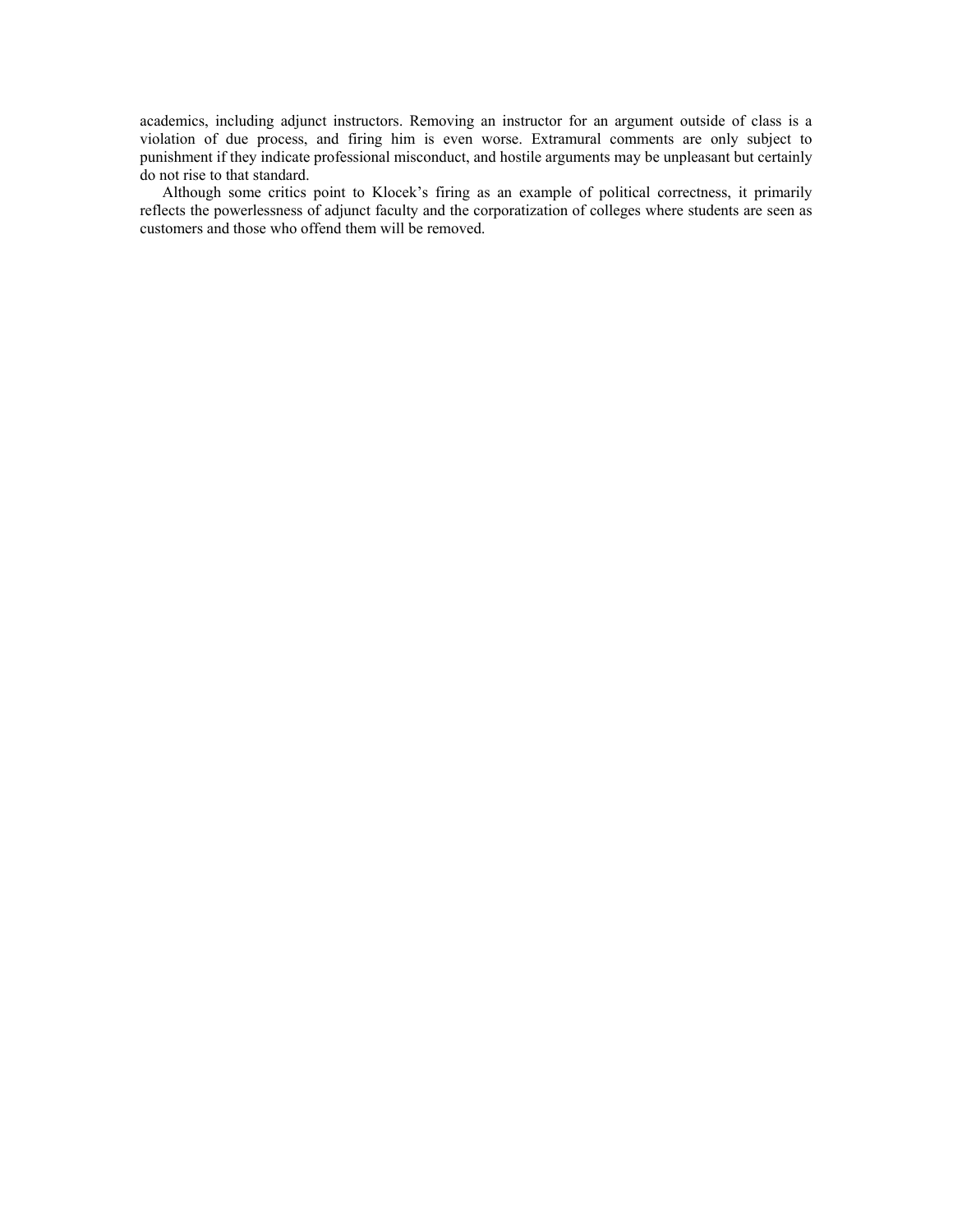academics, including adjunct instructors. Removing an instructor for an argument outside of class is a violation of due process, and firing him is even worse. Extramural comments are only subject to punishment if they indicate professional misconduct, and hostile arguments may be unpleasant but certainly do not rise to that standard.

Although some critics point to Klocek's firing as an example of political correctness, it primarily reflects the powerlessness of adjunct faculty and the corporatization of colleges where students are seen as customers and those who offend them will be removed.